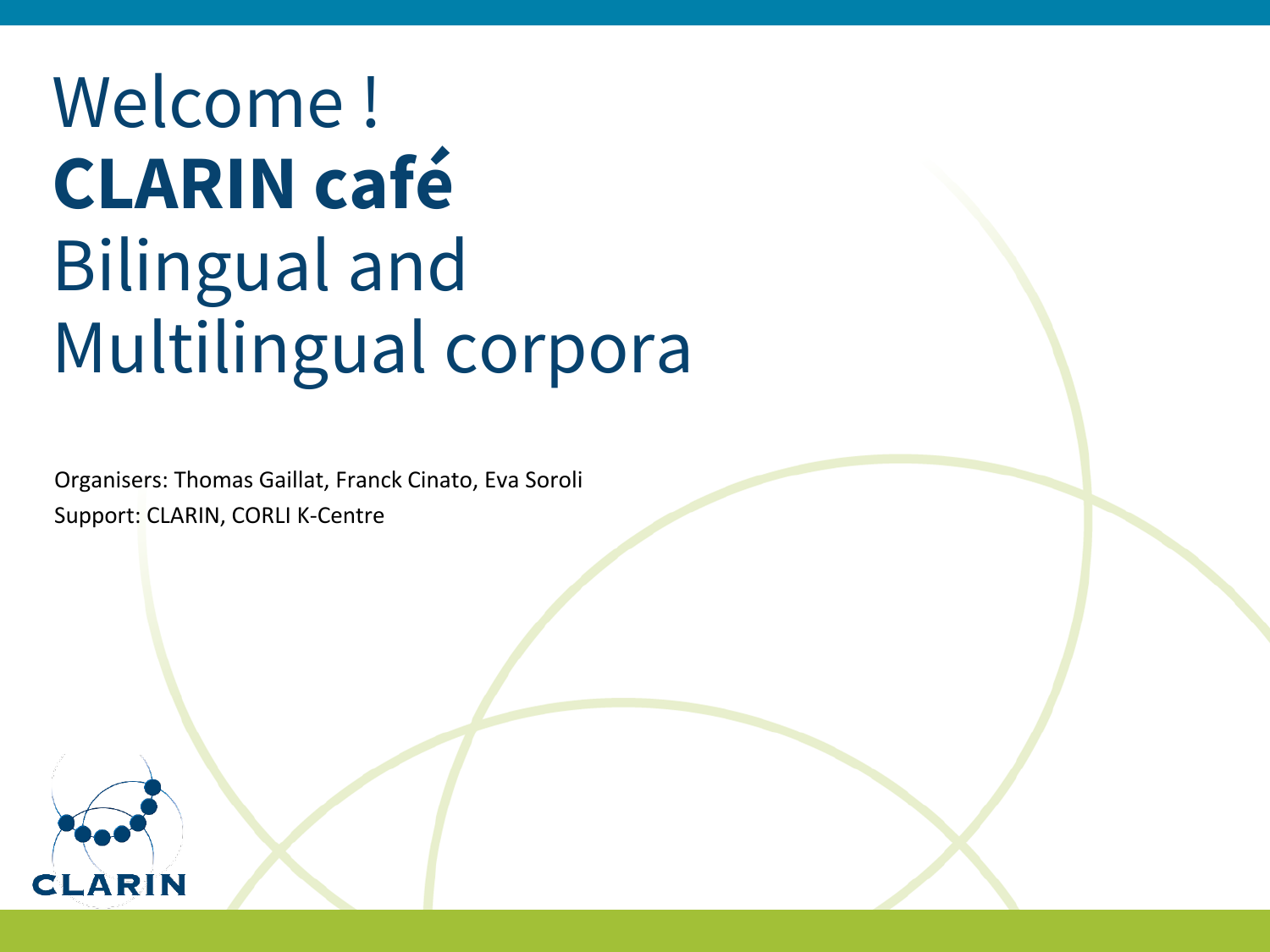# Welcome !
# **CLARIN café**
# Bilingual and Multilingual corpora

Organisers: Thomas Gaillat, Franck Cinato, Eva Soroli

Support: CLARIN, CORLI K-Centre

CLARIN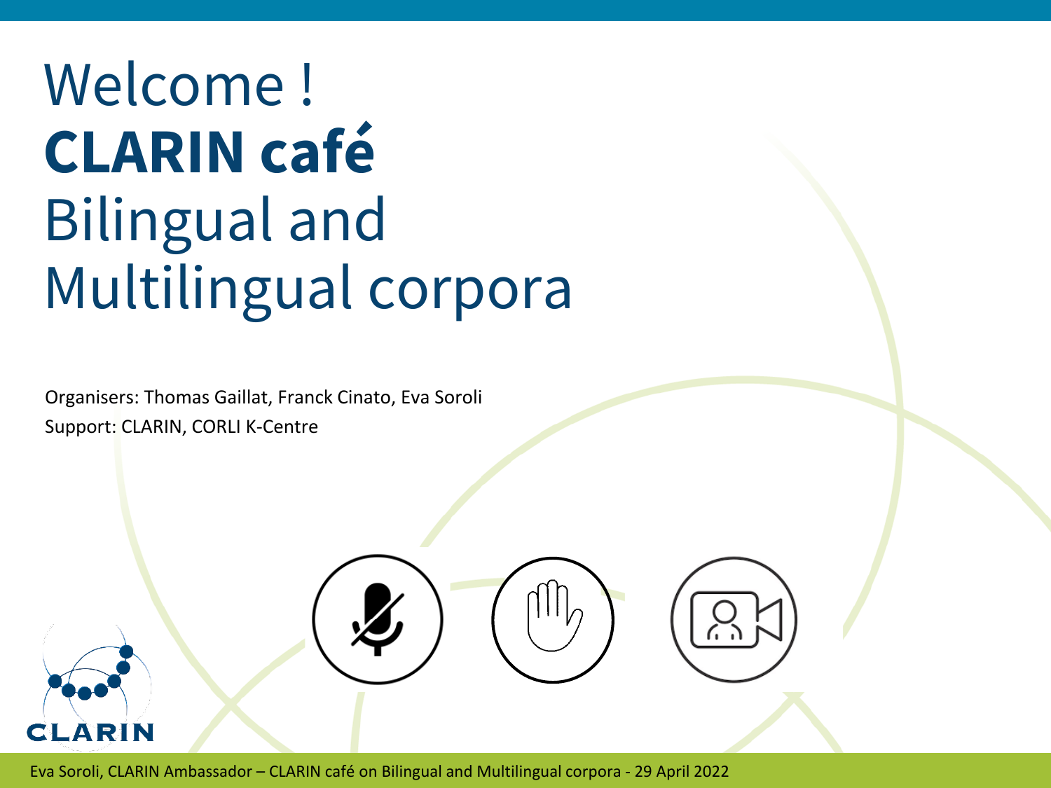# Welcome !
# **CLARIN café**
# Bilingual and Multilingual corpora

Organisers: Thomas Gaillat, Franck Cinato, Eva Soroli

Support: CLARIN, CORLI K-Centre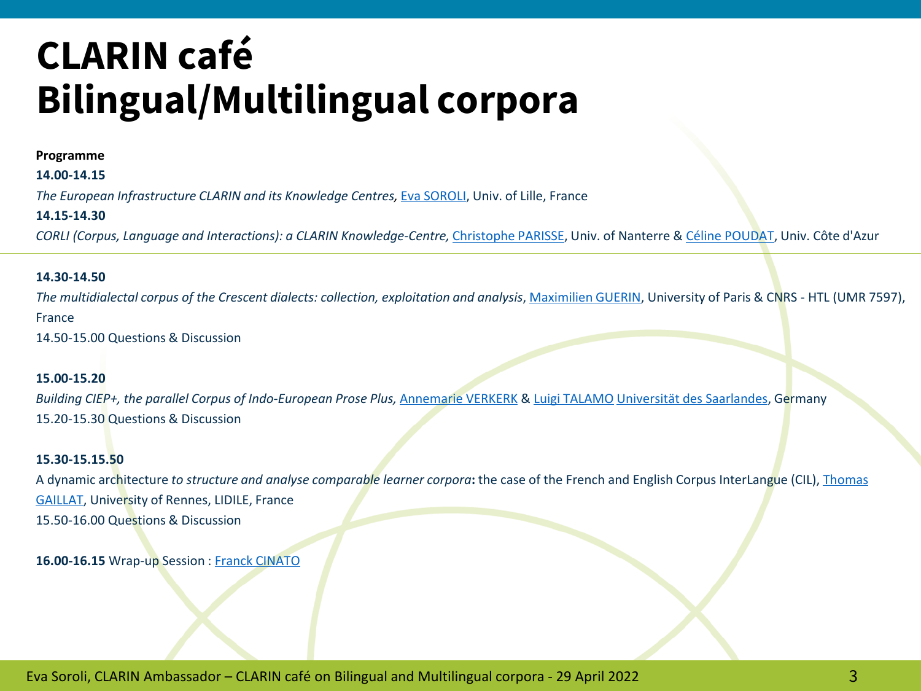# CLARIN café
# Bilingual/Multilingual corpora

**Programme**

**14.00-14.15**

*The European Infrastructure CLARIN and its Knowledge Centres,* Eva SOROLI, Univ. of Lille, France

**14.15-14.30**

*CORLI (Corpus, Language and Interactions): a CLARIN Knowledge-Centre,* Christophe PARISSE, Univ. of Nanterre & Céline POUDAT, Univ. Côte d'Azur

**14.30-14.50**

*The multidialectal corpus of the Crescent dialects: collection, exploitation and analysis*, Maximilien GUERIN, University of Paris & CNRS - HTL (UMR 7597), France

14.50-15.00 Questions & Discussion

**15.00-15.20**

*Building CIEP+, the parallel Corpus of Indo-European Prose Plus,* Annemarie VERKERK & Luigi TALAMO Universität des Saarlandes, Germany

15.20-15.30 Questions & Discussion

**15.30-15.15.50**

A dynamic architecture *to structure and analyse comparable learner corpora***:** the case of the French and English Corpus InterLangue (CIL), Thomas GAILLAT, University of Rennes, LIDILE, France

15.50-16.00 Questions & Discussion

**16.00-16.15** Wrap-up Session : Franck CINATO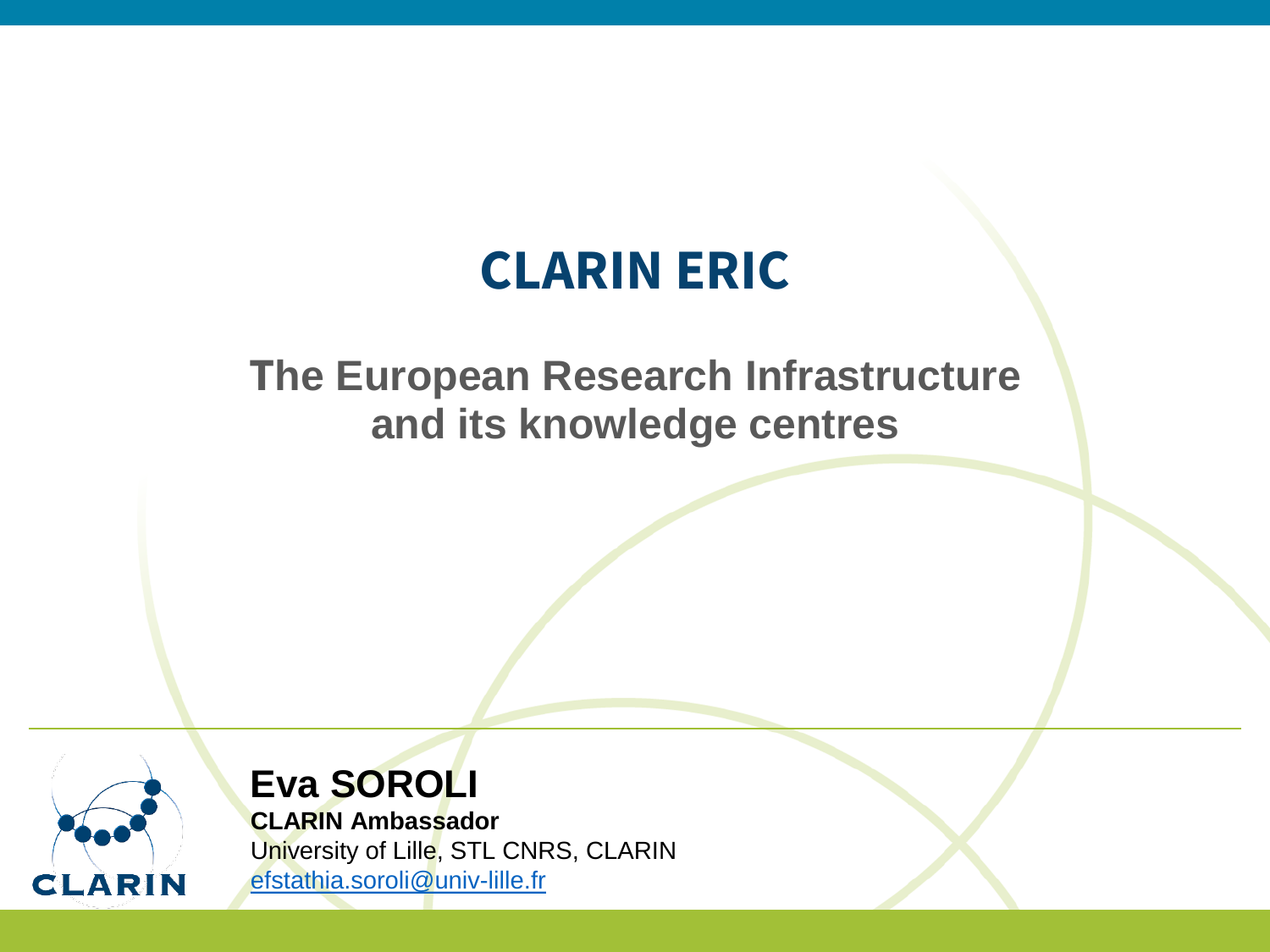# CLARIN ERIC

## The European Research Infrastructure and its knowledge centres

**Eva SOROLI**

**CLARIN Ambassador**

University of Lille, STL CNRS, CLARIN

efstathia.soroli@univ-lille.fr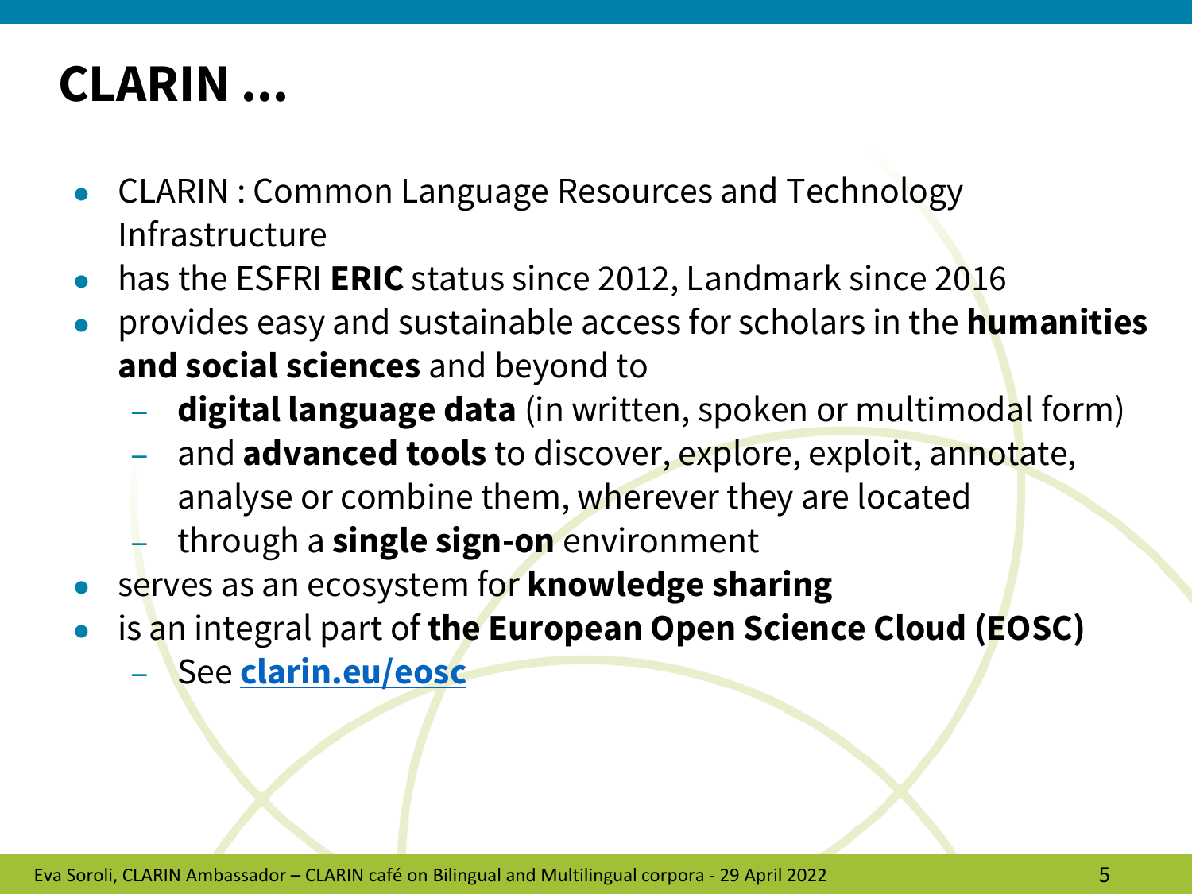# CLARIN ...

- CLARIN : Common Language Resources and Technology Infrastructure
- has the ESFRI **ERIC** status since 2012, Landmark since 2016
- provides easy and sustainable access for scholars in the **humanities and social sciences** and beyond to
  - **digital language data** (in written, spoken or multimodal form)
  - and **advanced tools** to discover, explore, exploit, annotate, analyse or combine them, wherever they are located
  - through a **single sign-on** environment
- serves as an ecosystem for **knowledge sharing**
- is an integral part of **the European Open Science Cloud (EOSC)**
  - See **clarin.eu/eosc**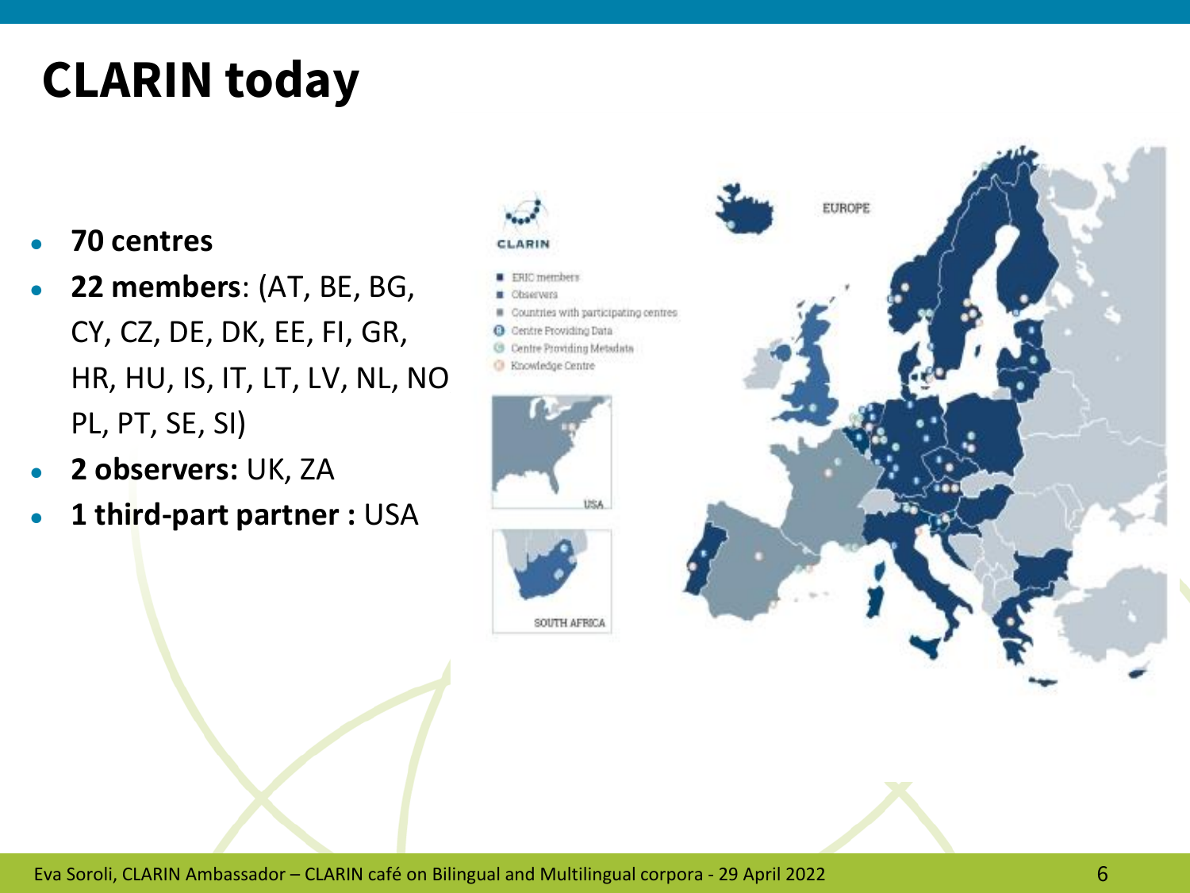# CLARIN today

- **70 centres**
- **22 members**: (AT, BE, BG, CY, CZ, DE, DK, EE, FI, GR, HR, HU, IS, IT, LT, LV, NL, NO PL, PT, SE, SI)
- **2 observers:** UK, ZA
- **1 third-part partner :** USA

CLARIN

- ERIC members
- Observers
- Countries with participating centres
- Centre Providing Data
- Centre Providing Metadata
- Knowledge Centre

EUROPE

USA

SOUTH AFRICA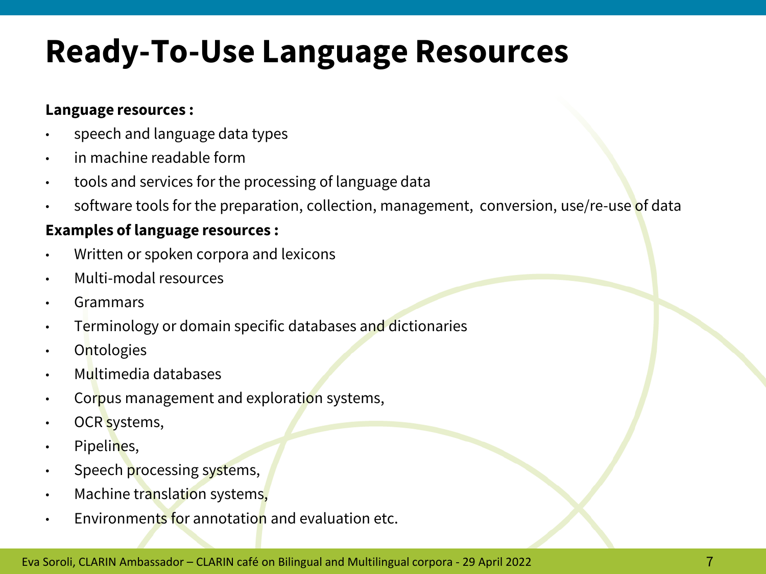# Ready-To-Use Language Resources

**Language resources :**

- speech and language data types
- in machine readable form
- tools and services for the processing of language data
- software tools for the preparation, collection, management, conversion, use/re-use of data

**Examples of language resources :**

- Written or spoken corpora and lexicons
- Multi-modal resources
- Grammars
- Terminology or domain specific databases and dictionaries
- Ontologies
- Multimedia databases
- Corpus management and exploration systems,
- OCR systems,
- Pipelines,
- Speech processing systems,
- Machine translation systems,
- Environments for annotation and evaluation etc.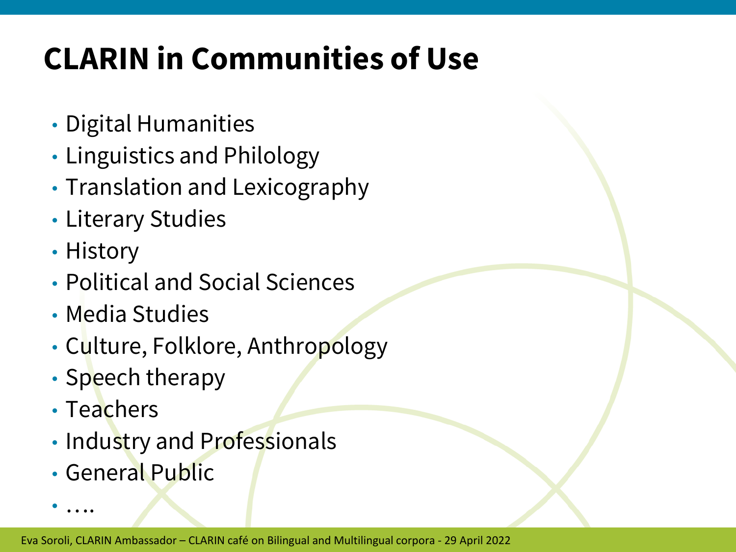# CLARIN in Communities of Use

- Digital Humanities
- Linguistics and Philology
- Translation and Lexicography
- Literary Studies
- History
- Political and Social Sciences
- Media Studies
- Culture, Folklore, Anthropology
- Speech therapy
- Teachers
- Industry and Professionals
- General Public
- ….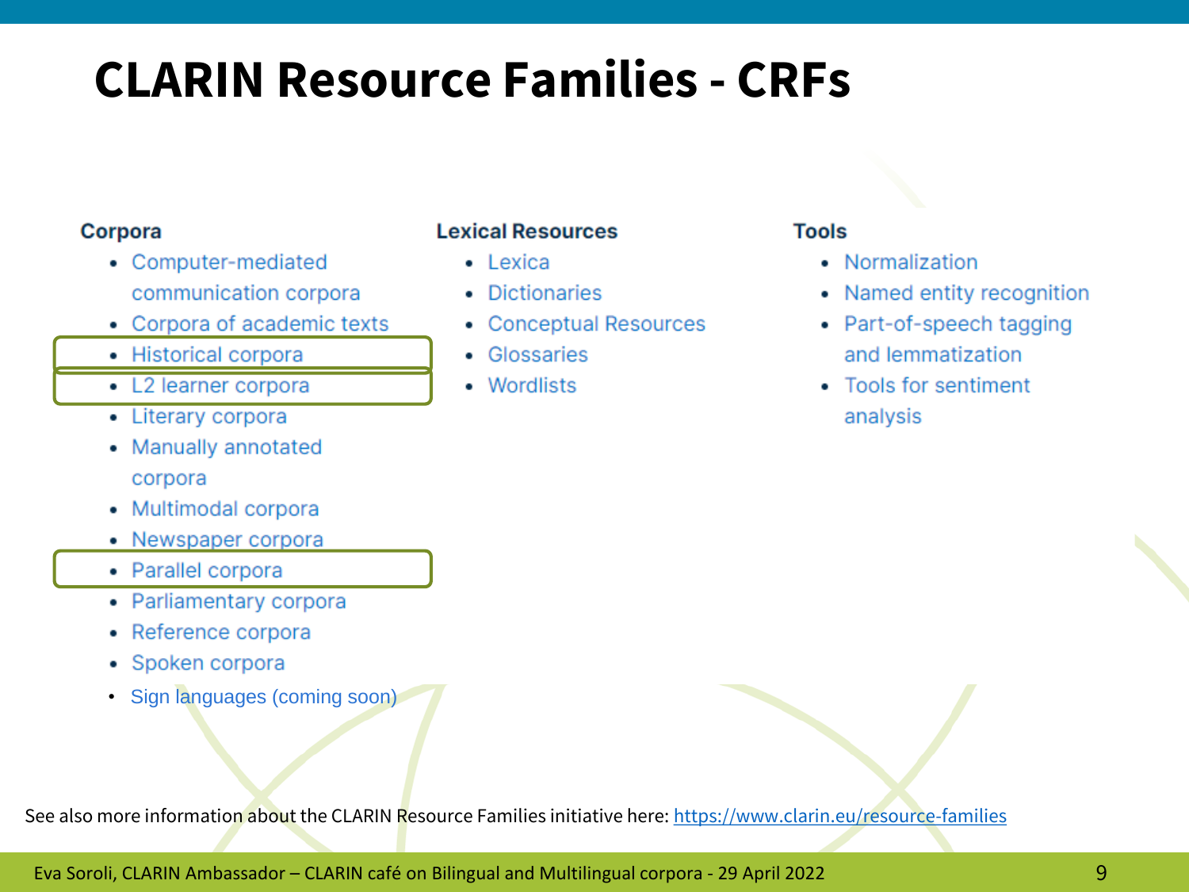# CLARIN Resource Families - CRFs

### Corpora

- Computer-mediated communication corpora
- Corpora of academic texts
- Historical corpora
- L2 learner corpora
- Literary corpora
- Manually annotated corpora
- Multimodal corpora
- Newspaper corpora
- Parallel corpora
- Parliamentary corpora
- Reference corpora
- Spoken corpora
- Sign languages (coming soon)

### Lexical Resources

- Lexica
- Dictionaries
- Conceptual Resources
- Glossaries
- Wordlists

### Tools

- Normalization
- Named entity recognition
- Part-of-speech tagging and lemmatization
- Tools for sentiment analysis

See also more information about the CLARIN Resource Families initiative here: https://www.clarin.eu/resource-families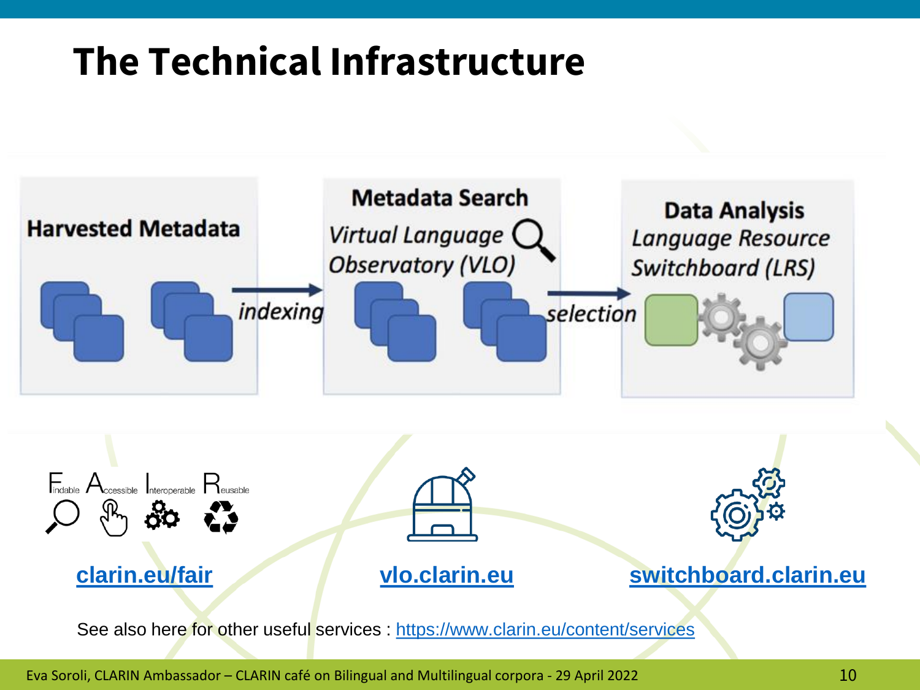# The Technical Infrastructure

**Harvested Metadata**

*indexing*

**Metadata Search**
*Virtual Language Observatory (VLO)*

*selection*

**Data Analysis**
*Language Resource Switchboard (LRS)*

Findable Accessible Interoperable Reusable

[clarin.eu/fair](clarin.eu/fair)

[vlo.clarin.eu](vlo.clarin.eu)

[switchboard.clarin.eu](switchboard.clarin.eu)

See also here for other useful services : [https://www.clarin.eu/content/services](https://www.clarin.eu/content/services)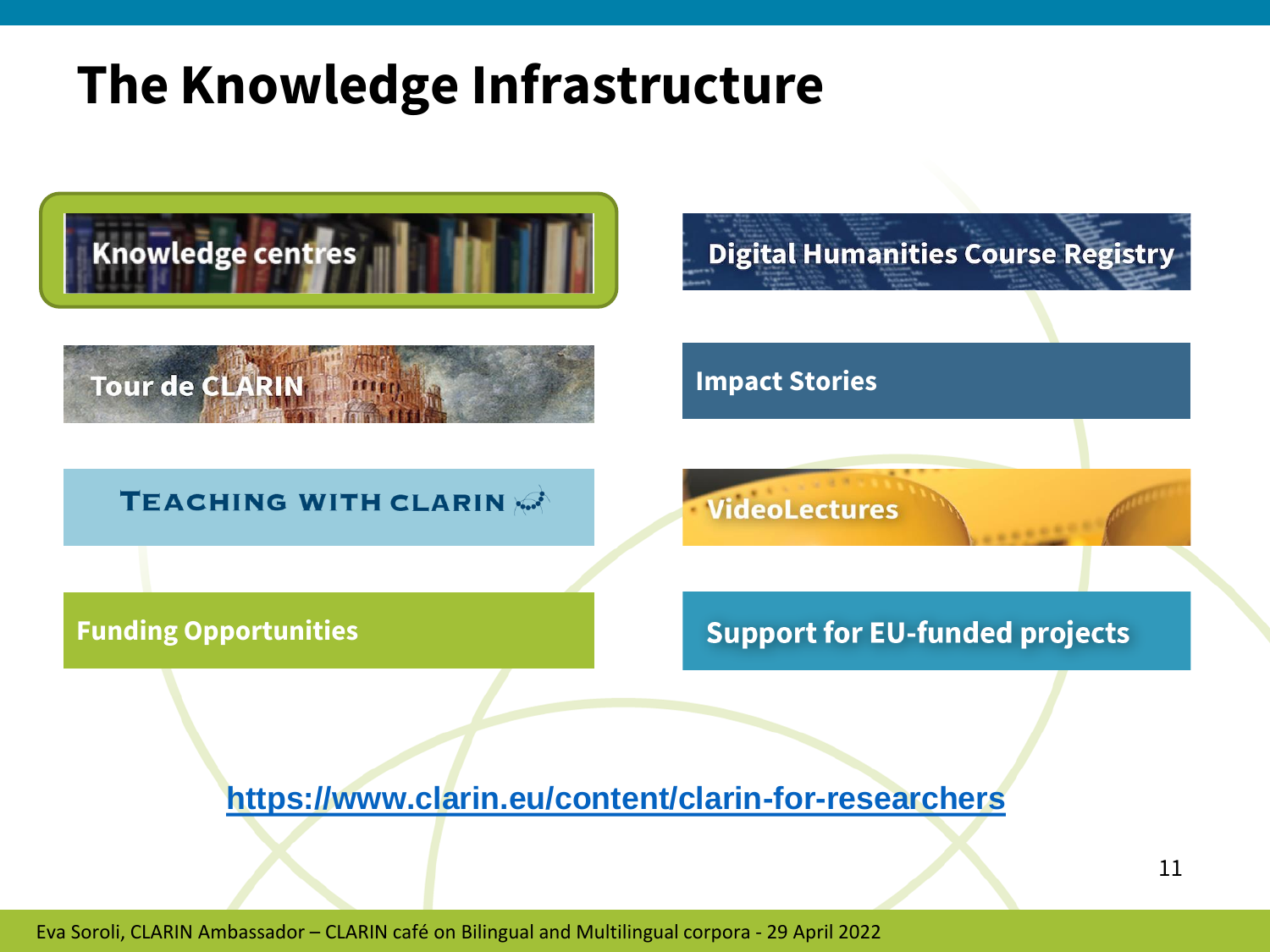# The Knowledge Infrastructure

- Knowledge centres
- Tour de CLARIN
- TEACHING WITH CLARIN
- Funding Opportunities
- Digital Humanities Course Registry
- Impact Stories
- VideoLectures
- Support for EU-funded projects

https://www.clarin.eu/content/clarin-for-researchers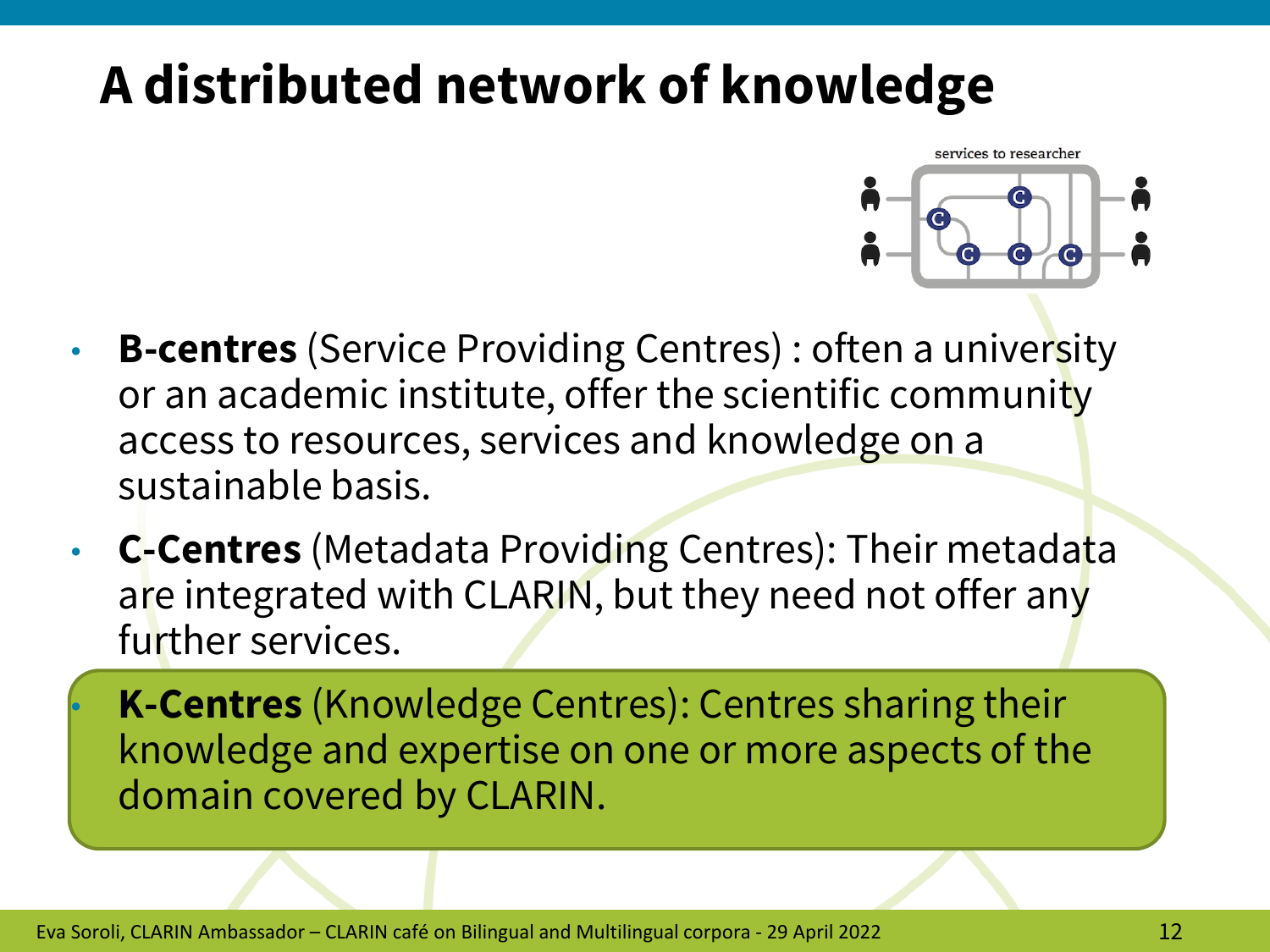# A distributed network of knowledge

services to researcher

- **B-centres** (Service Providing Centres) : often a university or an academic institute, offer the scientific community access to resources, services and knowledge on a sustainable basis.
- **C-Centres** (Metadata Providing Centres): Their metadata are integrated with CLARIN, but they need not offer any further services.
- **K-Centres** (Knowledge Centres): Centres sharing their knowledge and expertise on one or more aspects of the domain covered by CLARIN.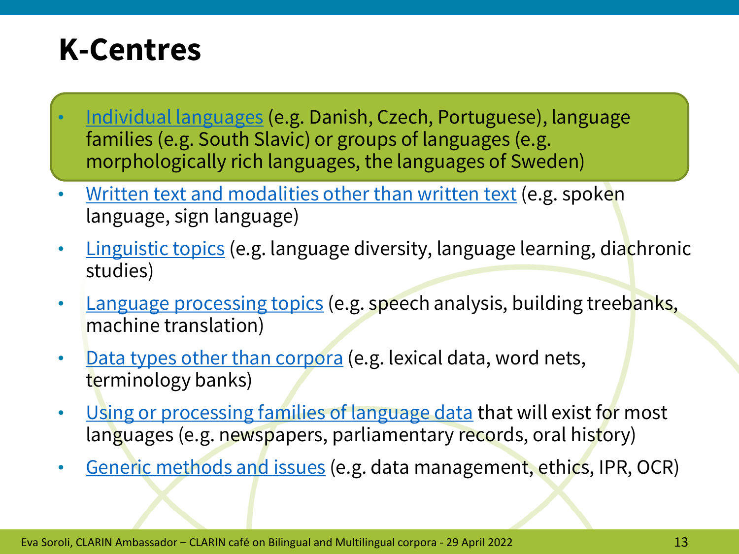# K-Centres

- Individual languages (e.g. Danish, Czech, Portuguese), language families (e.g. South Slavic) or groups of languages (e.g. morphologically rich languages, the languages of Sweden)
- Written text and modalities other than written text (e.g. spoken language, sign language)
- Linguistic topics (e.g. language diversity, language learning, diachronic studies)
- Language processing topics (e.g. speech analysis, building treebanks, machine translation)
- Data types other than corpora (e.g. lexical data, word nets, terminology banks)
- Using or processing families of language data that will exist for most languages (e.g. newspapers, parliamentary records, oral history)
- Generic methods and issues (e.g. data management, ethics, IPR, OCR)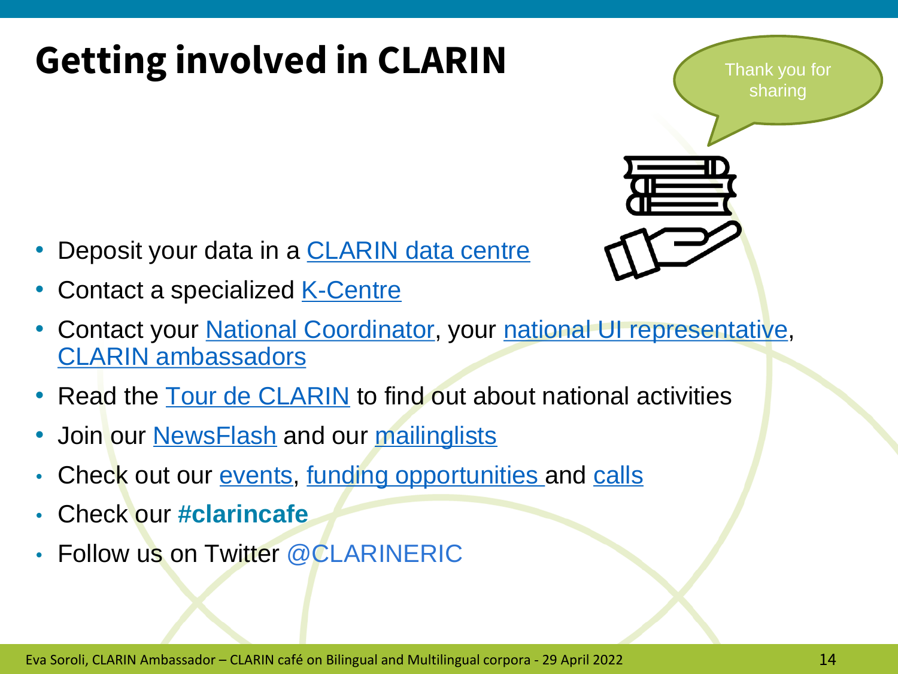# Getting involved in CLARIN

Thank you for sharing

- Deposit your data in a CLARIN data centre
- Contact a specialized K-Centre
- Contact your National Coordinator, your national UI representative, CLARIN ambassadors
- Read the Tour de CLARIN to find out about national activities
- Join our NewsFlash and our mailinglists
- Check out our events, funding opportunities and calls
- Check our **#clarincafe**
- Follow us on Twitter @CLARINERIC

Eva Soroli, CLARIN Ambassador – CLARIN café on Bilingual and Multilingual corpora - 29 April 2022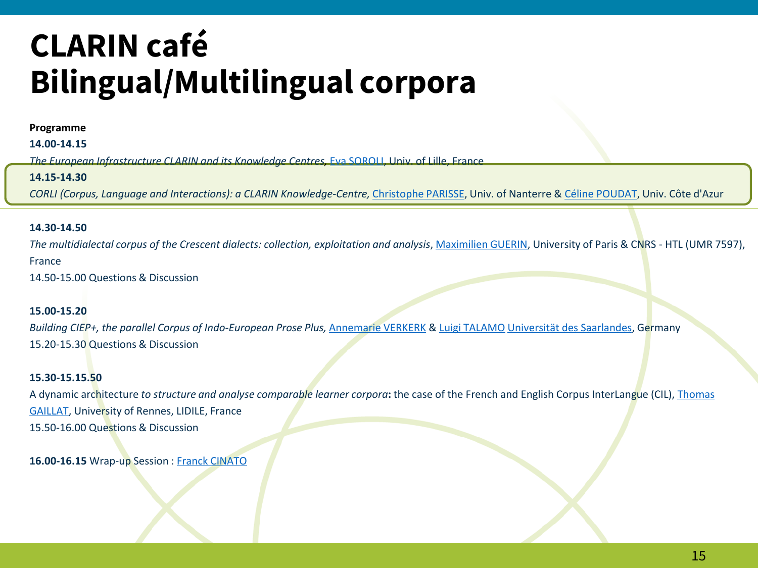# CLARIN café
# Bilingual/Multilingual corpora

**Programme**

**14.00-14.15**

*The European Infrastructure CLARIN and its Knowledge Centres,* Eva SOROLI, Univ. of Lille, France

**14.15-14.30**

*CORLI (Corpus, Language and Interactions): a CLARIN Knowledge-Centre,* Christophe PARISSE, Univ. of Nanterre & Céline POUDAT, Univ. Côte d'Azur

**14.30-14.50**

*The multidialectal corpus of the Crescent dialects: collection, exploitation and analysis*, Maximilien GUERIN, University of Paris & CNRS - HTL (UMR 7597), France

14.50-15.00 Questions & Discussion

**15.00-15.20**

*Building CIEP+, the parallel Corpus of Indo-European Prose Plus,* Annemarie VERKERK & Luigi TALAMO Universität des Saarlandes, Germany

15.20-15.30 Questions & Discussion

**15.30-15.15.50**

A dynamic architecture *to structure and analyse comparable learner corpora***:** the case of the French and English Corpus InterLangue (CIL), Thomas GAILLAT, University of Rennes, LIDILE, France

15.50-16.00 Questions & Discussion

**16.00-16.15** Wrap-up Session : Franck CINATO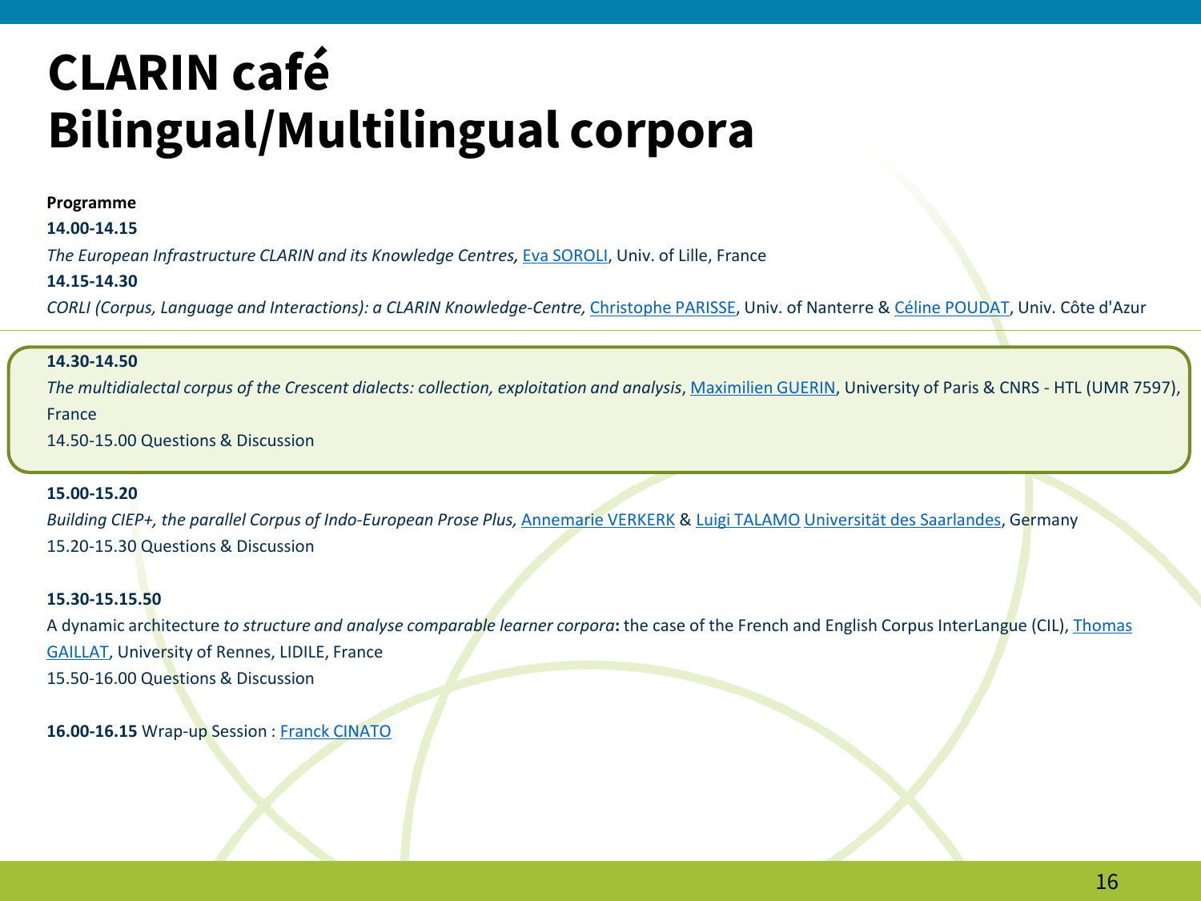# CLARIN café
# Bilingual/Multilingual corpora

**Programme**

**14.00-14.15**

*The European Infrastructure CLARIN and its Knowledge Centres,* Eva SOROLI, Univ. of Lille, France

**14.15-14.30**

*CORLI (Corpus, Language and Interactions): a CLARIN Knowledge-Centre,* Christophe PARISSE, Univ. of Nanterre & Céline POUDAT, Univ. Côte d'Azur

**14.30-14.50**

*The multidialectal corpus of the Crescent dialects: collection, exploitation and analysis*, Maximilien GUERIN, University of Paris & CNRS - HTL (UMR 7597), France

14.50-15.00 Questions & Discussion

**15.00-15.20**

*Building CIEP+, the parallel Corpus of Indo-European Prose Plus,* Annemarie VERKERK & Luigi TALAMO Universität des Saarlandes, Germany

15.20-15.30 Questions & Discussion

**15.30-15.15.50**

A dynamic architecture *to structure and analyse comparable learner corpora***:** the case of the French and English Corpus InterLangue (CIL), Thomas GAILLAT, University of Rennes, LIDILE, France

15.50-16.00 Questions & Discussion

**16.00-16.15** Wrap-up Session : Franck CINATO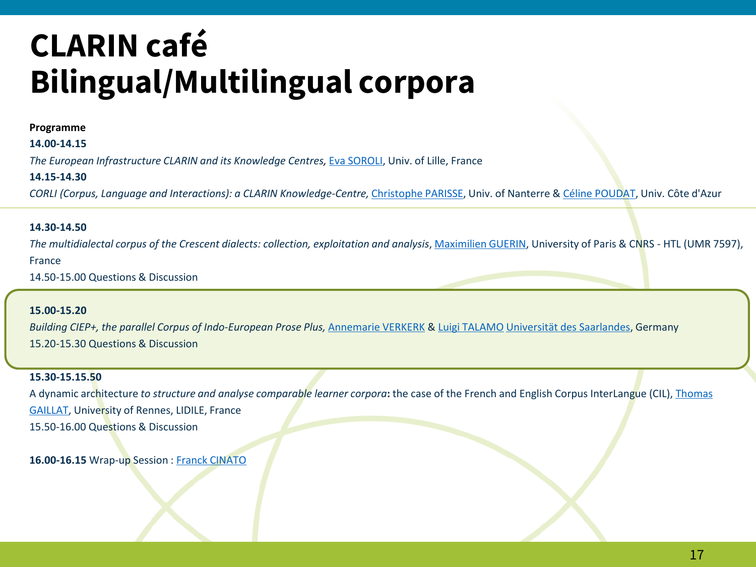# CLARIN café
# Bilingual/Multilingual corpora

**Programme**

**14.00-14.15**

*The European Infrastructure CLARIN and its Knowledge Centres,* Eva SOROLI, Univ. of Lille, France

**14.15-14.30**

*CORLI (Corpus, Language and Interactions): a CLARIN Knowledge-Centre,* Christophe PARISSE, Univ. of Nanterre & Céline POUDAT, Univ. Côte d'Azur

**14.30-14.50**

*The multidialectal corpus of the Crescent dialects: collection, exploitation and analysis*, Maximilien GUERIN, University of Paris & CNRS - HTL (UMR 7597), France

14.50-15.00 Questions & Discussion

**15.00-15.20**

*Building CIEP+, the parallel Corpus of Indo-European Prose Plus,* Annemarie VERKERK & Luigi TALAMO Universität des Saarlandes, Germany

15.20-15.30 Questions & Discussion

**15.30-15.15.50**

A dynamic architecture *to structure and analyse comparable learner corpora***:** the case of the French and English Corpus InterLangue (CIL), Thomas GAILLAT, University of Rennes, LIDILE, France

15.50-16.00 Questions & Discussion

**16.00-16.15** Wrap-up Session : Franck CINATO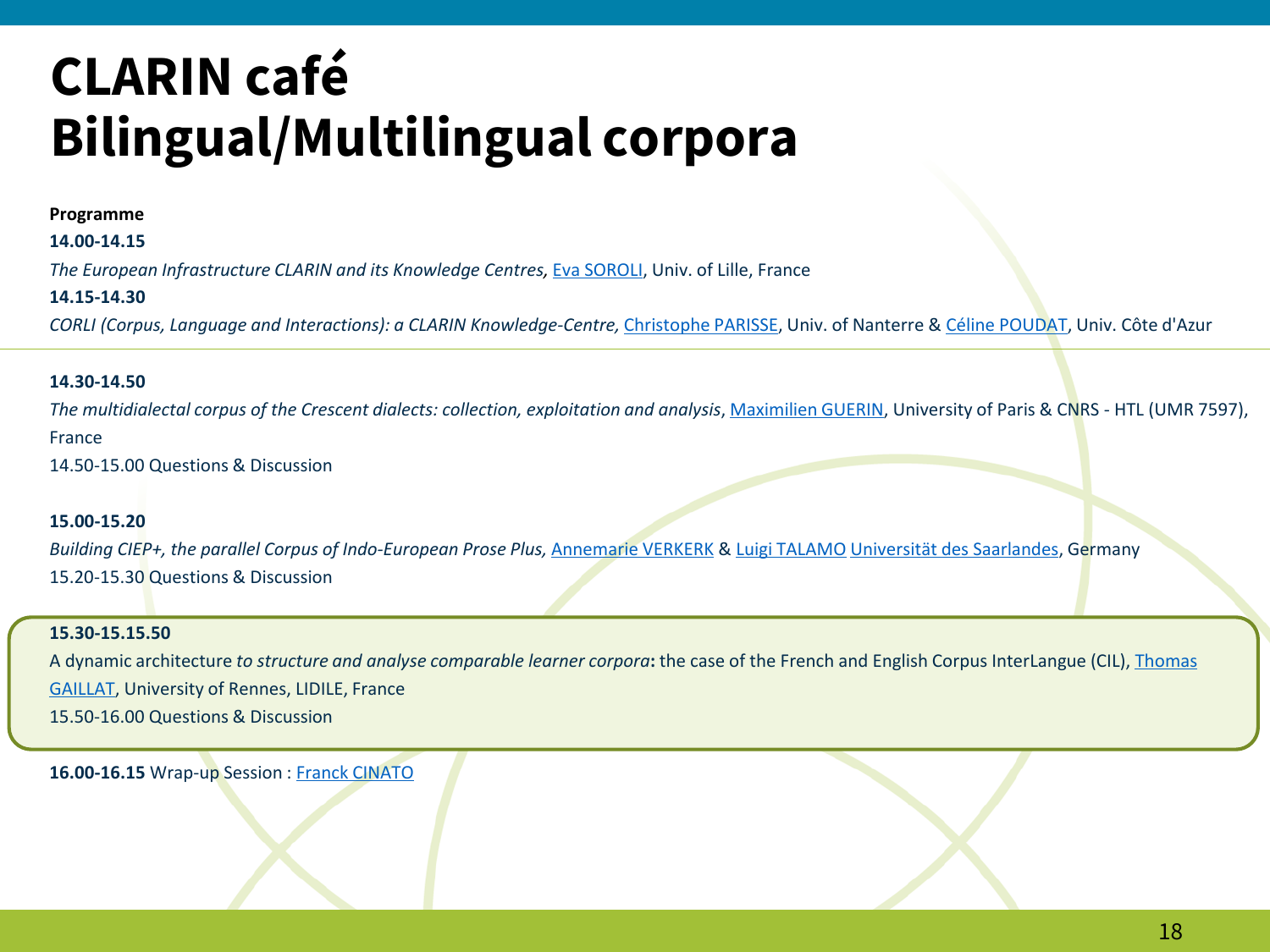# CLARIN café
# Bilingual/Multilingual corpora

**Programme**

**14.00-14.15**

*The European Infrastructure CLARIN and its Knowledge Centres,* Eva SOROLI, Univ. of Lille, France

**14.15-14.30**

*CORLI (Corpus, Language and Interactions): a CLARIN Knowledge-Centre,* Christophe PARISSE, Univ. of Nanterre & Céline POUDAT, Univ. Côte d'Azur

**14.30-14.50**

*The multidialectal corpus of the Crescent dialects: collection, exploitation and analysis*, Maximilien GUERIN, University of Paris & CNRS - HTL (UMR 7597), France

14.50-15.00 Questions & Discussion

**15.00-15.20**

*Building CIEP+, the parallel Corpus of Indo-European Prose Plus,* Annemarie VERKERK & Luigi TALAMO Universität des Saarlandes, Germany

15.20-15.30 Questions & Discussion

**15.30-15.15.50**

A dynamic architecture *to structure and analyse comparable learner corpora***:** the case of the French and English Corpus InterLangue (CIL), Thomas GAILLAT, University of Rennes, LIDILE, France

15.50-16.00 Questions & Discussion

**16.00-16.15** Wrap-up Session : Franck CINATO